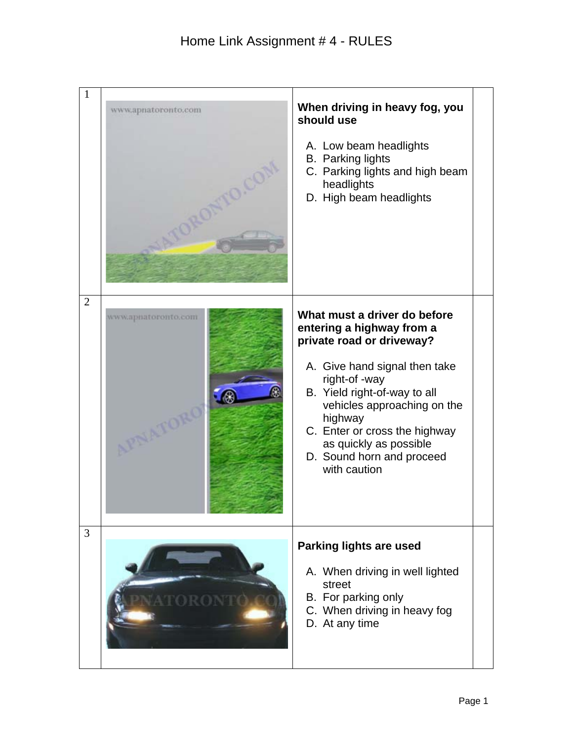# Home Link Assignment # 4 - RULES

| | | | |
|---|---|---|---|
| 1 | | **When driving in heavy fog, you should use**<br><br>A. Low beam headlights<br>B. Parking lights<br>C. Parking lights and high beam headlights<br>D. High beam headlights | |
| 2 | | **What must a driver do before entering a highway from a private road or driveway?**<br><br>A. Give hand signal then take right-of -way<br>B. Yield right-of-way to all vehicles approaching on the highway<br>C. Enter or cross the highway as quickly as possible<br>D. Sound horn and proceed with caution | |
| 3 | | **Parking lights are used**<br><br>A. When driving in well lighted street<br>B. For parking only<br>C. When driving in heavy fog<br>D. At any time | |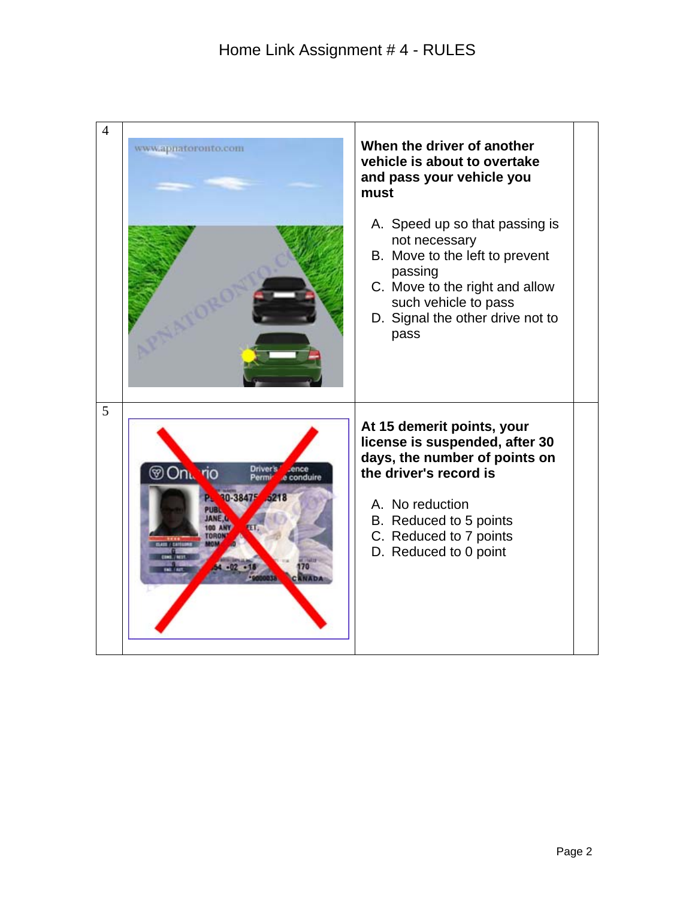# Home Link Assignment # 4 - RULES

| | | | |
|---|---|---|---|
| 4 | | **When the driver of another vehicle is about to overtake and pass your vehicle you must**<br><br>A. Speed up so that passing is not necessary<br>B. Move to the left to prevent passing<br>C. Move to the right and allow such vehicle to pass<br>D. Signal the other drive not to pass | |
| 5 | | **At 15 demerit points, your license is suspended, after 30 days, the number of points on the driver's record is**<br><br>A. No reduction<br>B. Reduced to 5 points<br>C. Reduced to 7 points<br>D. Reduced to 0 point | |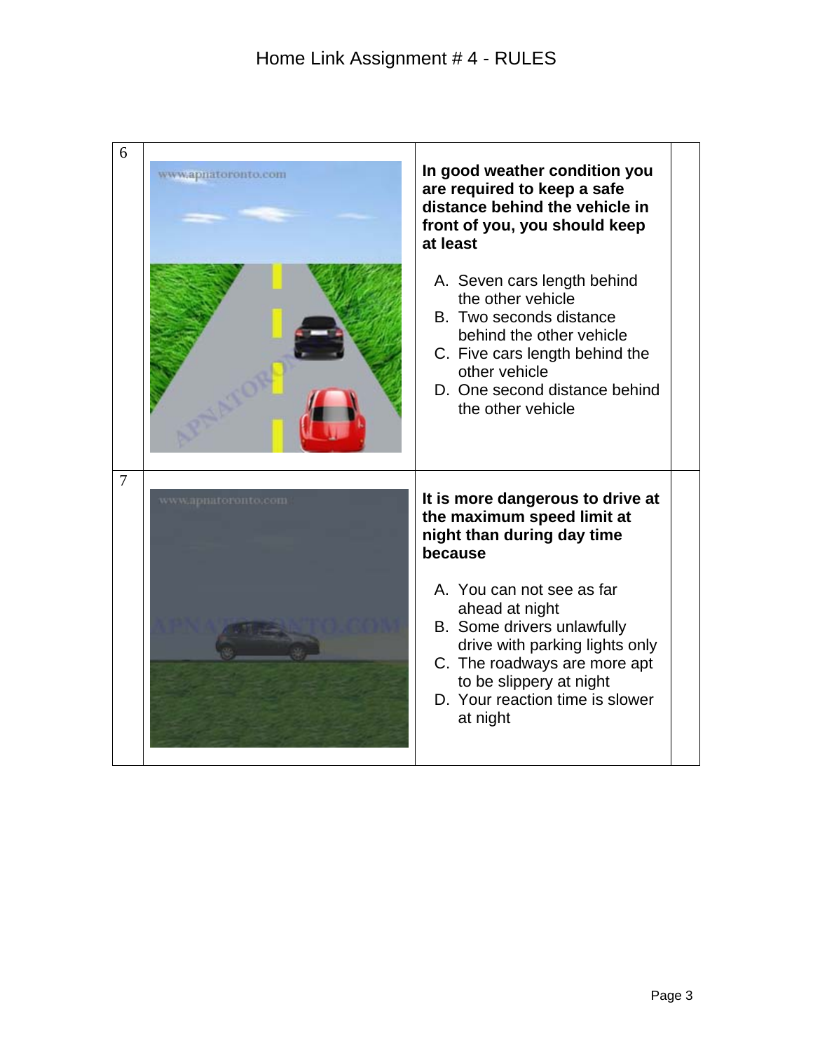# Home Link Assignment # 4 - RULES

| | | | |
|---|---|---|---|
| 6 | | **In good weather condition you are required to keep a safe distance behind the vehicle in front of you, you should keep at least**<br><br>A. Seven cars length behind the other vehicle<br>B. Two seconds distance behind the other vehicle<br>C. Five cars length behind the other vehicle<br>D. One second distance behind the other vehicle | |
| 7 | | **It is more dangerous to drive at the maximum speed limit at night than during day time because**<br><br>A. You can not see as far ahead at night<br>B. Some drivers unlawfully drive with parking lights only<br>C. The roadways are more apt to be slippery at night<br>D. Your reaction time is slower at night | |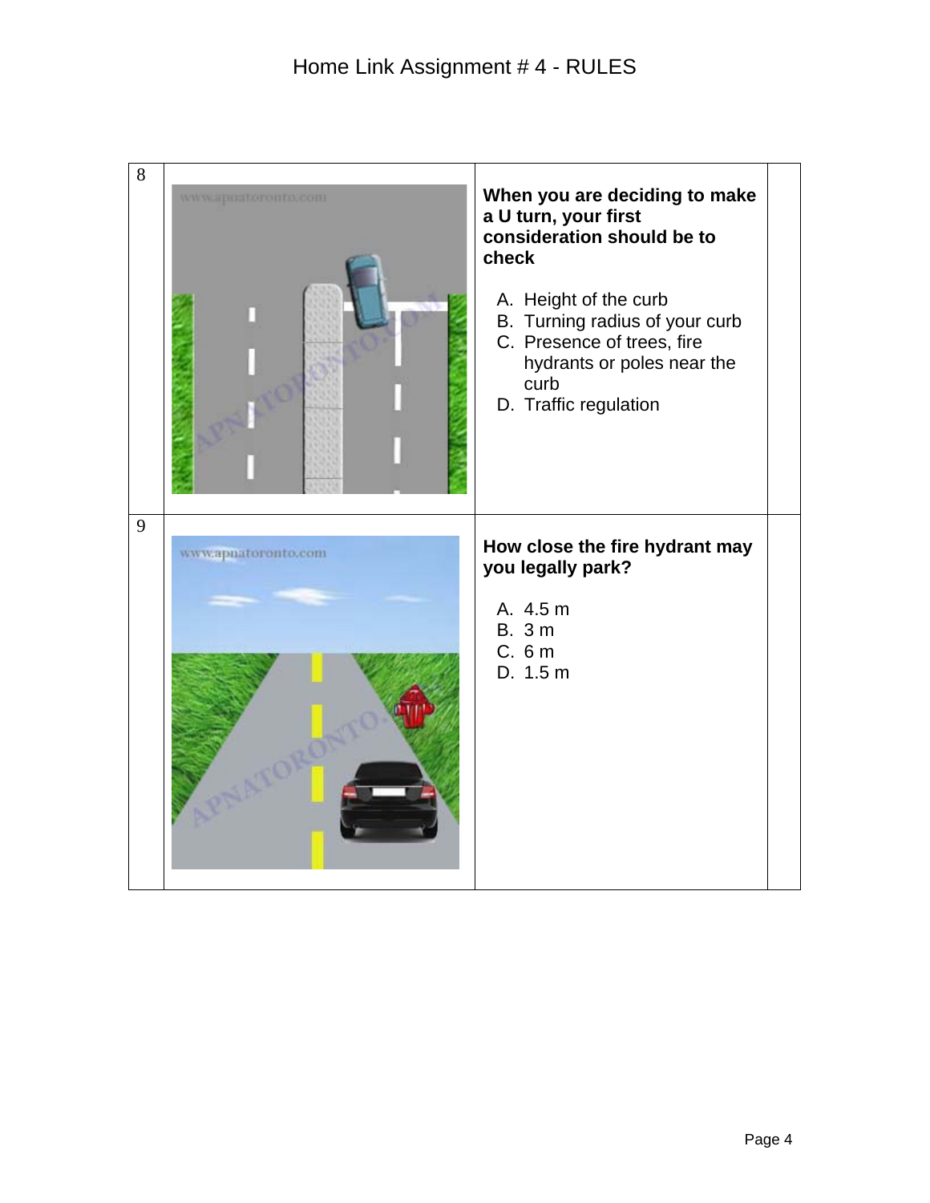# Home Link Assignment # 4 - RULES

| | | | |
|---|---|---|---|
| 8 | | **When you are deciding to make a U turn, your first consideration should be to check**<br><br>A. Height of the curb<br>B. Turning radius of your curb<br>C. Presence of trees, fire hydrants or poles near the curb<br>D. Traffic regulation | |
| 9 | | **How close the fire hydrant may you legally park?**<br><br>A. 4.5 m<br>B. 3 m<br>C. 6 m<br>D. 1.5 m | |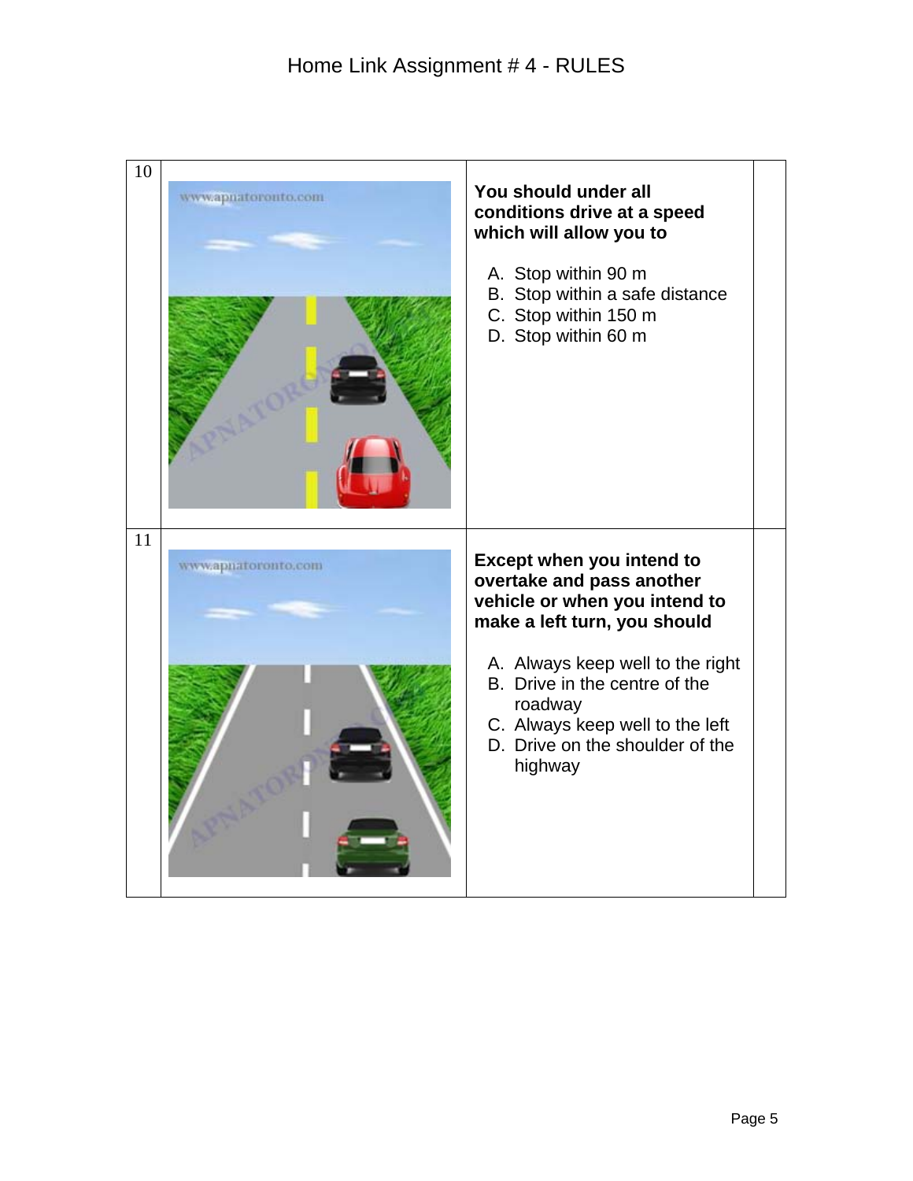| | | | |
|---|---|---|---|
| 10 | | **You should under all conditions drive at a speed which will allow you to**<br><br>A. Stop within 90 m<br>B. Stop within a safe distance<br>C. Stop within 150 m<br>D. Stop within 60 m | |
| 11 | | **Except when you intend to overtake and pass another vehicle or when you intend to make a left turn, you should**<br><br>A. Always keep well to the right<br>B. Drive in the centre of the roadway<br>C. Always keep well to the left<br>D. Drive on the shoulder of the highway | |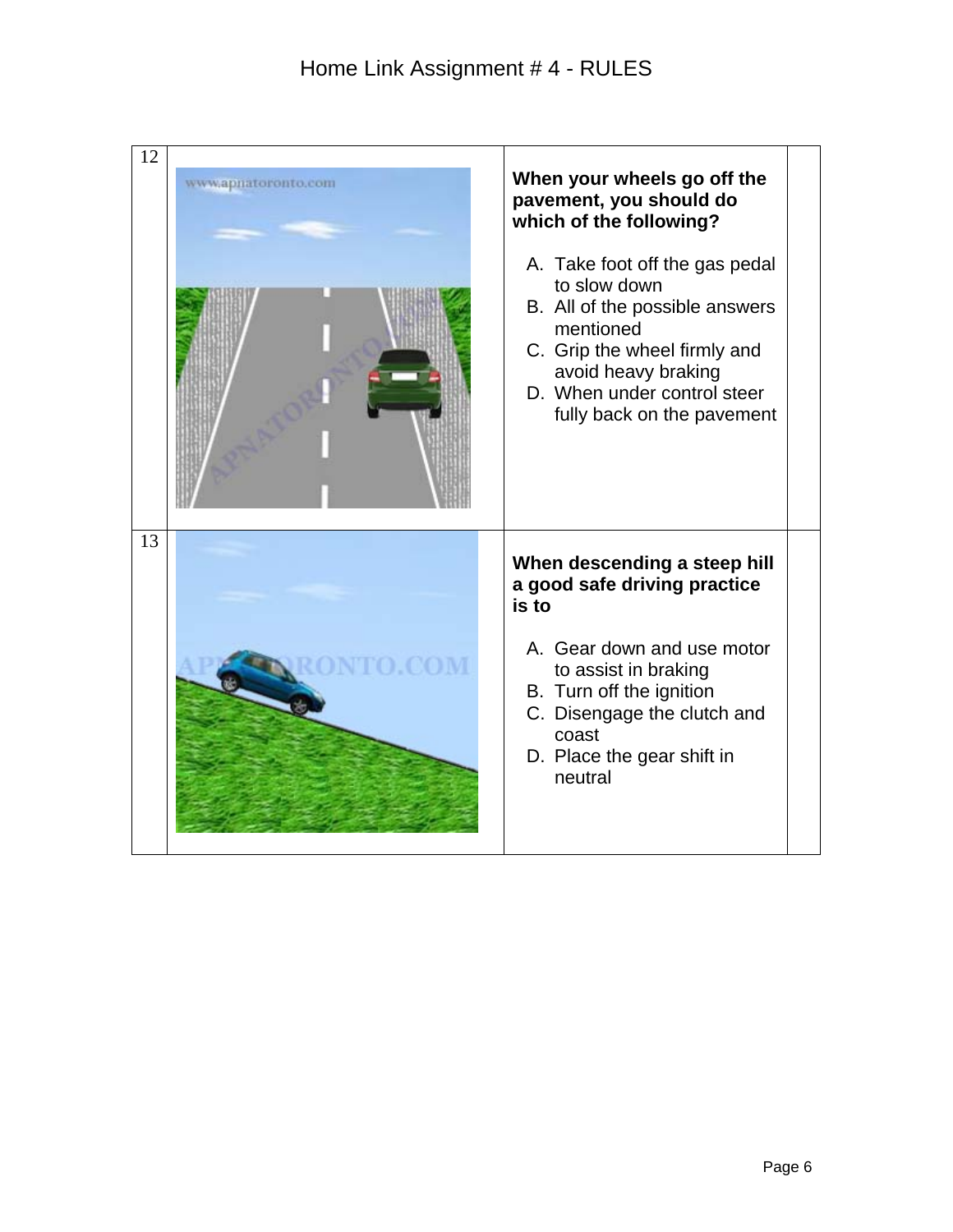# Home Link Assignment # 4 - RULES

| | | | |
|---|---|---|---|
| 12 | | **When your wheels go off the pavement, you should do which of the following?**<br><br>A. Take foot off the gas pedal to slow down<br>B. All of the possible answers mentioned<br>C. Grip the wheel firmly and avoid heavy braking<br>D. When under control steer fully back on the pavement | |
| 13 | | **When descending a steep hill a good safe driving practice is to**<br><br>A. Gear down and use motor to assist in braking<br>B. Turn off the ignition<br>C. Disengage the clutch and coast<br>D. Place the gear shift in neutral | |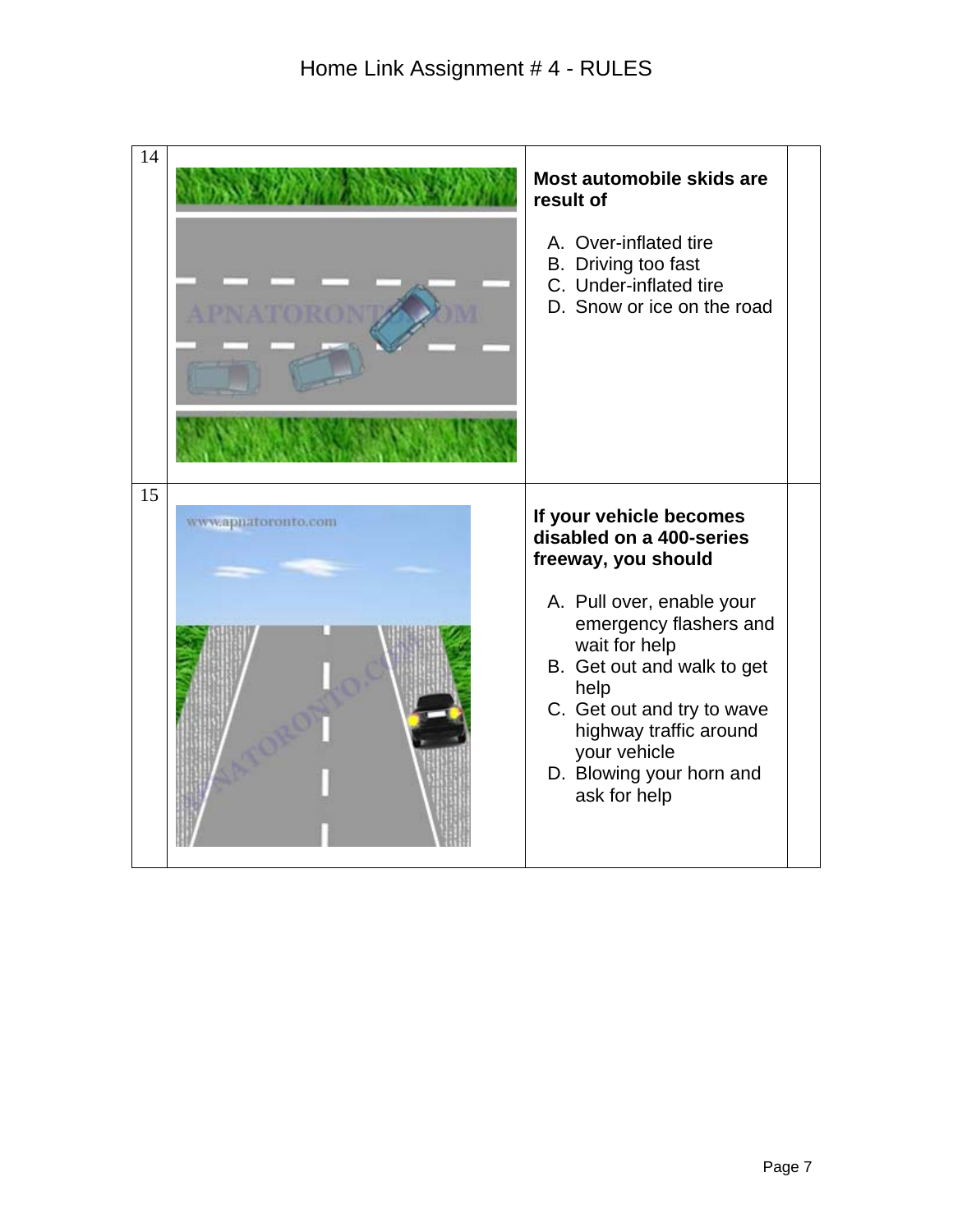# Home Link Assignment # 4 - RULES

| | | | |
|---|---|---|---|
| 14 | | **Most automobile skids are result of**<br><br>A. Over-inflated tire<br>B. Driving too fast<br>C. Under-inflated tire<br>D. Snow or ice on the road | |
| 15 | | **If your vehicle becomes disabled on a 400-series freeway, you should**<br><br>A. Pull over, enable your emergency flashers and wait for help<br>B. Get out and walk to get help<br>C. Get out and try to wave highway traffic around your vehicle<br>D. Blowing your horn and ask for help | |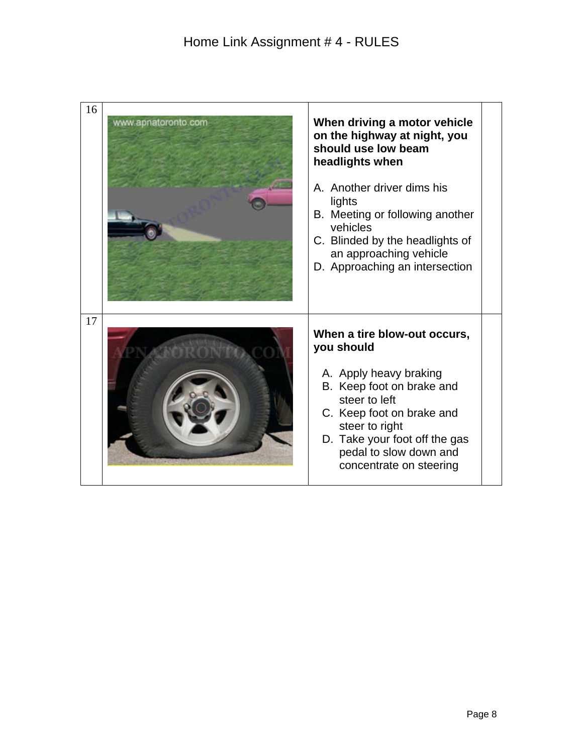# Home Link Assignment # 4 - RULES

| | | | |
|---|---|---|---|
| 16 | | **When driving a motor vehicle on the highway at night, you should use low beam headlights when**<br><br>A. Another driver dims his lights<br>B. Meeting or following another vehicles<br>C. Blinded by the headlights of an approaching vehicle<br>D. Approaching an intersection | |
| 17 | | **When a tire blow-out occurs, you should**<br><br>A. Apply heavy braking<br>B. Keep foot on brake and steer to left<br>C. Keep foot on brake and steer to right<br>D. Take your foot off the gas pedal to slow down and concentrate on steering | |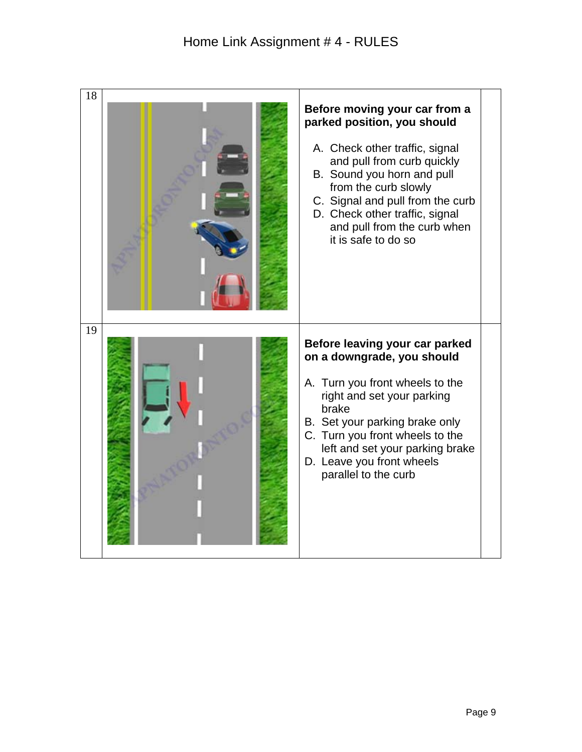# Home Link Assignment # 4 - RULES

| | | | |
|---|---|---|---|
| 18 | | **Before moving your car from a parked position, you should**<br><br>A. Check other traffic, signal and pull from curb quickly<br>B. Sound you horn and pull from the curb slowly<br>C. Signal and pull from the curb<br>D. Check other traffic, signal and pull from the curb when it is safe to do so | |
| 19 | | **Before leaving your car parked on a downgrade, you should**<br><br>A. Turn you front wheels to the right and set your parking brake<br>B. Set your parking brake only<br>C. Turn you front wheels to the left and set your parking brake<br>D. Leave you front wheels parallel to the curb | |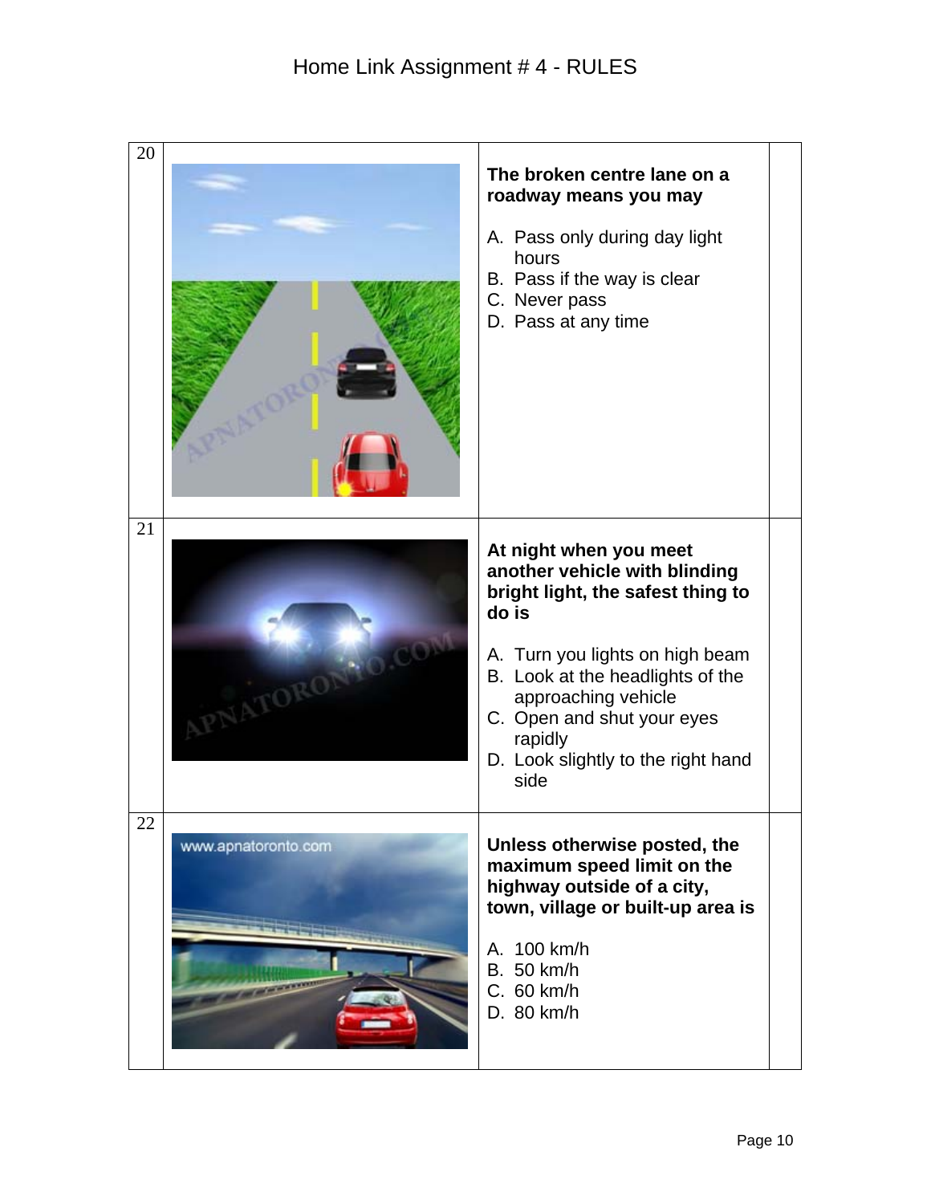# Home Link Assignment # 4 - RULES

| | | | |
|---|---|---|---|
| 20 | | **The broken centre lane on a roadway means you may**<br><br>A. Pass only during day light hours<br>B. Pass if the way is clear<br>C. Never pass<br>D. Pass at any time | |
| 21 | | **At night when you meet another vehicle with blinding bright light, the safest thing to do is**<br><br>A. Turn you lights on high beam<br>B. Look at the headlights of the approaching vehicle<br>C. Open and shut your eyes rapidly<br>D. Look slightly to the right hand side | |
| 22 | | **Unless otherwise posted, the maximum speed limit on the highway outside of a city, town, village or built-up area is**<br><br>A. 100 km/h<br>B. 50 km/h<br>C. 60 km/h<br>D. 80 km/h | |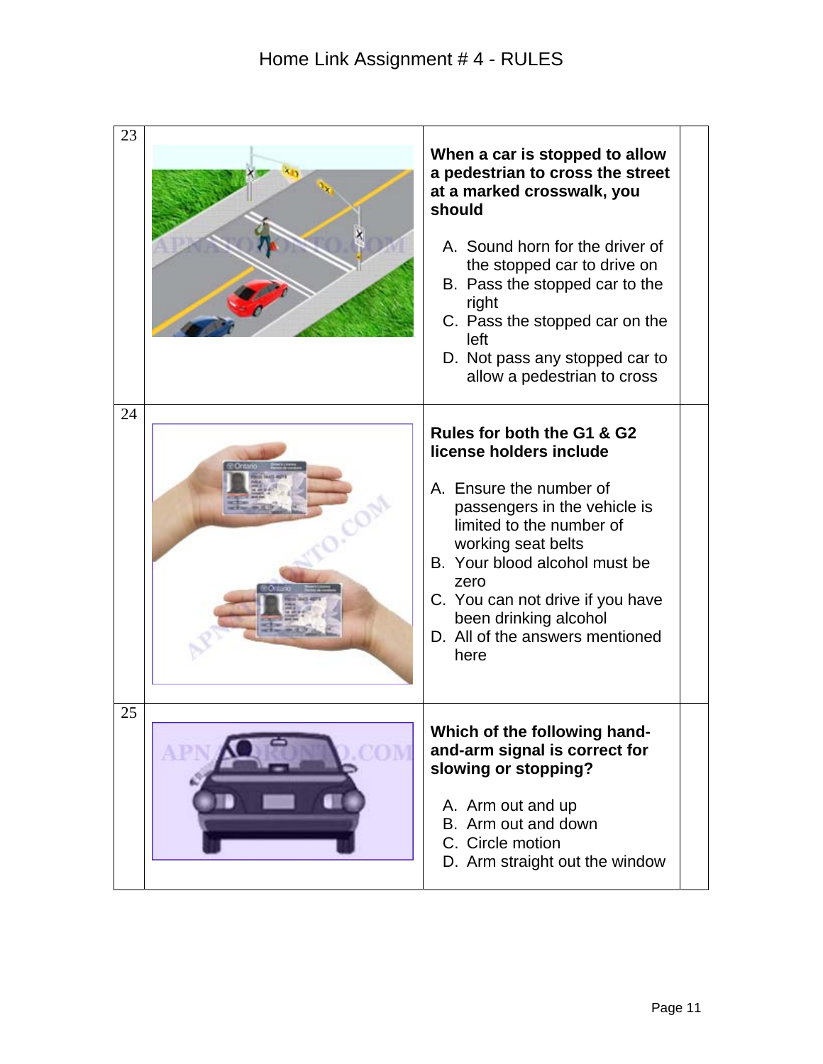# Home Link Assignment # 4 - RULES

| | | | |
|---|---|---|---|
| 23 | | **When a car is stopped to allow a pedestrian to cross the street at a marked crosswalk, you should**<br><br>A. Sound horn for the driver of the stopped car to drive on<br>B. Pass the stopped car to the right<br>C. Pass the stopped car on the left<br>D. Not pass any stopped car to allow a pedestrian to cross | |
| 24 | | **Rules for both the G1 & G2 license holders include**<br><br>A. Ensure the number of passengers in the vehicle is limited to the number of working seat belts<br>B. Your blood alcohol must be zero<br>C. You can not drive if you have been drinking alcohol<br>D. All of the answers mentioned here | |
| 25 | | **Which of the following hand-and-arm signal is correct for slowing or stopping?**<br><br>A. Arm out and up<br>B. Arm out and down<br>C. Circle motion<br>D. Arm straight out the window | |